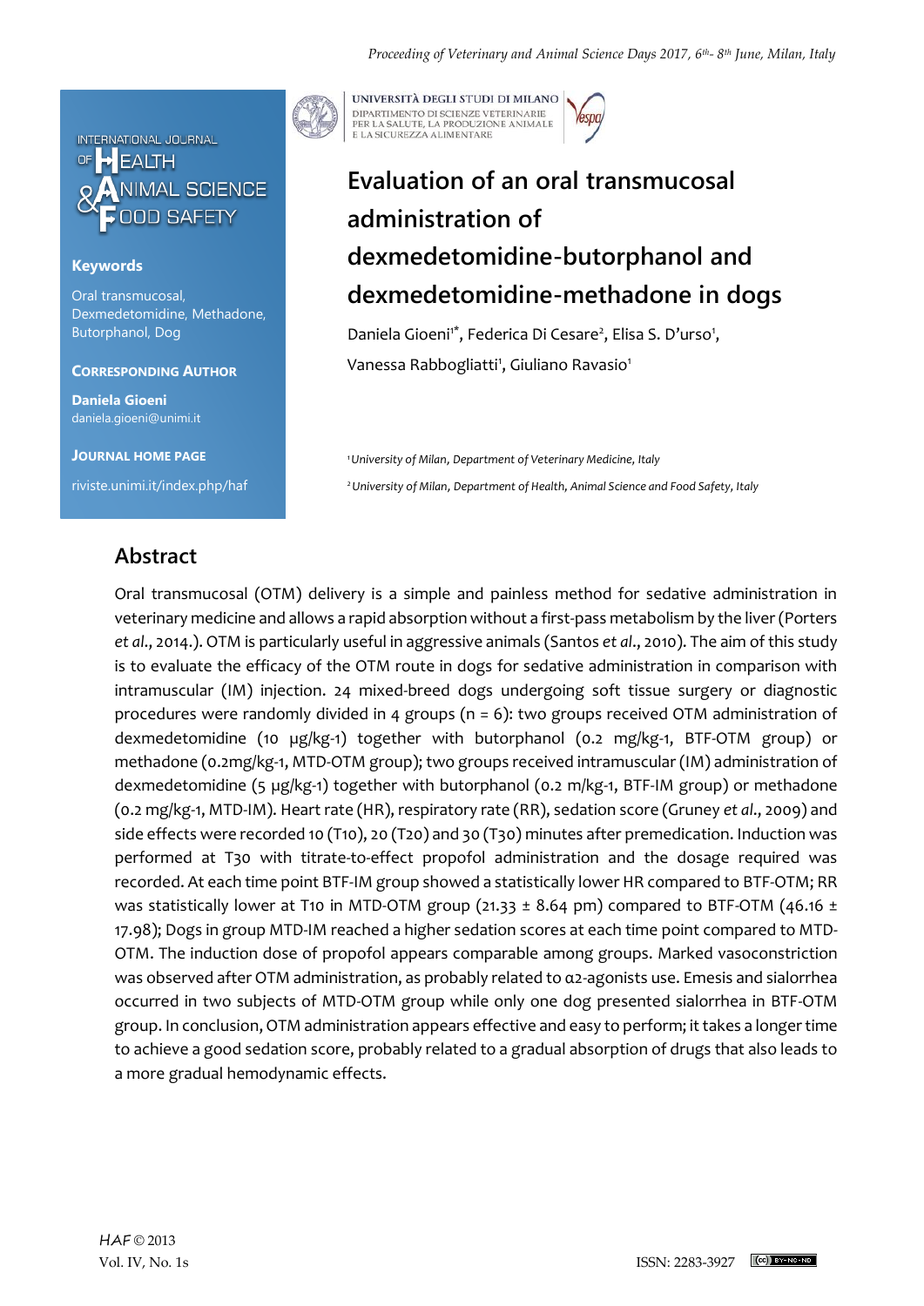INTERNATIONAL JOURNAL OF HEALTH & ANIMAL SCIENCE FOOD SAFETY

**Keywords**

Oral transmucosal, Dexmedetomidine, Methadone, Butorphanol, Dog

**CORRESPONDING AUTHOR**

**Daniela Gioeni**
daniela.gioeni@unimi.it

**JOURNAL HOME PAGE**

riviste.unimi.it/index.php/haf

UNIVERSITÀ DEGLI STUDI DI MILANO
DIPARTIMENTO DI SCIENZE VETERINARIE PER LA SALUTE, LA PRODUZIONE ANIMALE E LA SICUREZZA ALIMENTARE

# Evaluation of an oral transmucosal administration of dexmedetomidine-butorphanol and dexmedetomidine-methadone in dogs

Daniela Gioeni[1*], Federica Di Cesare[2], Elisa S. D'urso[1], Vanessa Rabbogliatti[1], Giuliano Ravasio[1]

[1] *University of Milan, Department of Veterinary Medicine, Italy*

[2] *University of Milan, Department of Health, Animal Science and Food Safety, Italy*

## Abstract

Oral transmucosal (OTM) delivery is a simple and painless method for sedative administration in veterinary medicine and allows a rapid absorption without a first-pass metabolism by the liver (Porters *et al*., 2014.). OTM is particularly useful in aggressive animals (Santos *et al*., 2010). The aim of this study is to evaluate the efficacy of the OTM route in dogs for sedative administration in comparison with intramuscular (IM) injection. 24 mixed-breed dogs undergoing soft tissue surgery or diagnostic procedures were randomly divided in 4 groups (n = 6): two groups received OTM administration of dexmedetomidine (10 µg/kg-1) together with butorphanol (0.2 mg/kg-1, BTF-OTM group) or methadone (0.2mg/kg-1, MTD-OTM group); two groups received intramuscular (IM) administration of dexmedetomidine (5 µg/kg-1) together with butorphanol (0.2 m/kg-1, BTF-IM group) or methadone (0.2 mg/kg-1, MTD-IM). Heart rate (HR), respiratory rate (RR), sedation score (Gruney *et al*., 2009) and side effects were recorded 10 (T10), 20 (T20) and 30 (T30) minutes after premedication. Induction was performed at T30 with titrate-to-effect propofol administration and the dosage required was recorded. At each time point BTF-IM group showed a statistically lower HR compared to BTF-OTM; RR was statistically lower at T10 in MTD-OTM group (21.33 ± 8.64 pm) compared to BTF-OTM (46.16 ± 17.98); Dogs in group MTD-IM reached a higher sedation scores at each time point compared to MTD-OTM. The induction dose of propofol appears comparable among groups. Marked vasoconstriction was observed after OTM administration, as probably related to α2-agonists use. Emesis and sialorrhea occurred in two subjects of MTD-OTM group while only one dog presented sialorrhea in BTF-OTM group. In conclusion, OTM administration appears effective and easy to perform; it takes a longer time to achieve a good sedation score, probably related to a gradual absorption of drugs that also leads to a more gradual hemodynamic effects.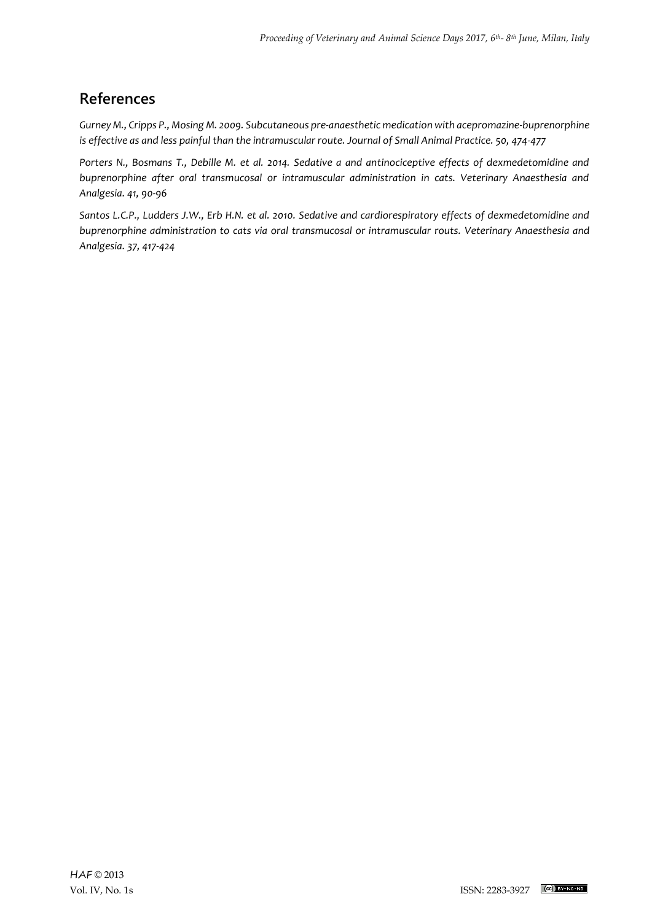## References

*Gurney M., Cripps P., Mosing M. 2009. Subcutaneous pre-anaesthetic medication with acepromazine-buprenorphine is effective as and less painful than the intramuscular route. Journal of Small Animal Practice. 50, 474-477*

*Porters N., Bosmans T., Debille M. et al. 2014. Sedative a and antinociceptive effects of dexmedetomidine and buprenorphine after oral transmucosal or intramuscular administration in cats. Veterinary Anaesthesia and Analgesia. 41, 90-96*

*Santos L.C.P., Ludders J.W., Erb H.N. et al. 2010. Sedative and cardiorespiratory effects of dexmedetomidine and buprenorphine administration to cats via oral transmucosal or intramuscular routs. Veterinary Anaesthesia and Analgesia. 37, 417-424*